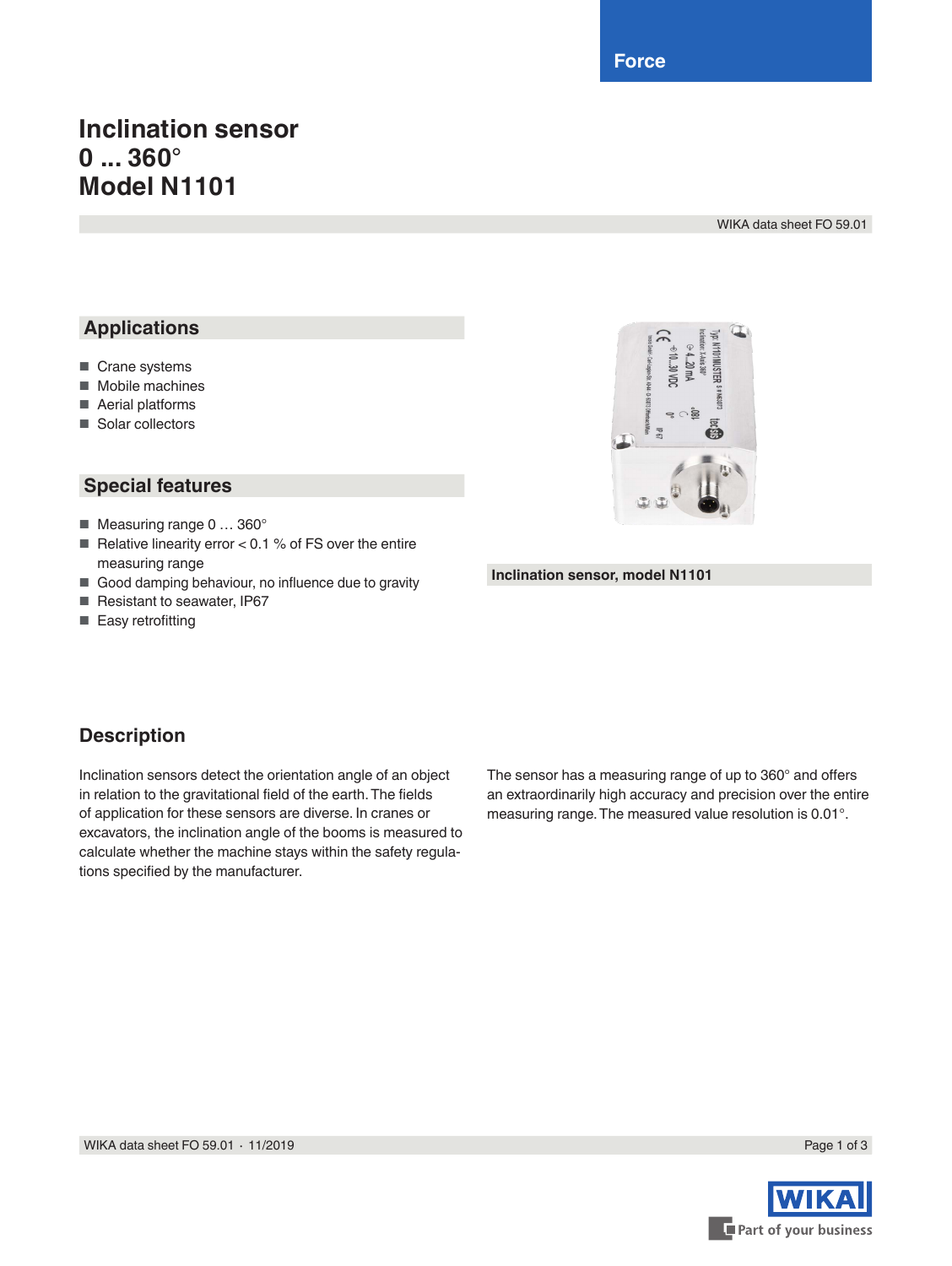Force

# Inclination sensor
# 0 ... 360°
# Model N1101

WIKA data sheet FO 59.01

## Applications

- Crane systems
- Mobile machines
- Aerial platforms
- Solar collectors

## Special features

- Measuring range 0 … 360°
- Relative linearity error < 0.1 % of FS over the entire measuring range
- Good damping behaviour, no influence due to gravity
- Resistant to seawater, IP67
- Easy retrofitting

Inclination sensor, model N1101

## Description

Inclination sensors detect the orientation angle of an object in relation to the gravitational field of the earth. The fields of application for these sensors are diverse. In cranes or excavators, the inclination angle of the booms is measured to calculate whether the machine stays within the safety regulations specified by the manufacturer.

The sensor has a measuring range of up to 360° and offers an extraordinarily high accuracy and precision over the entire measuring range. The measured value resolution is 0.01°.

WIKA data sheet FO 59.01 · 11/2019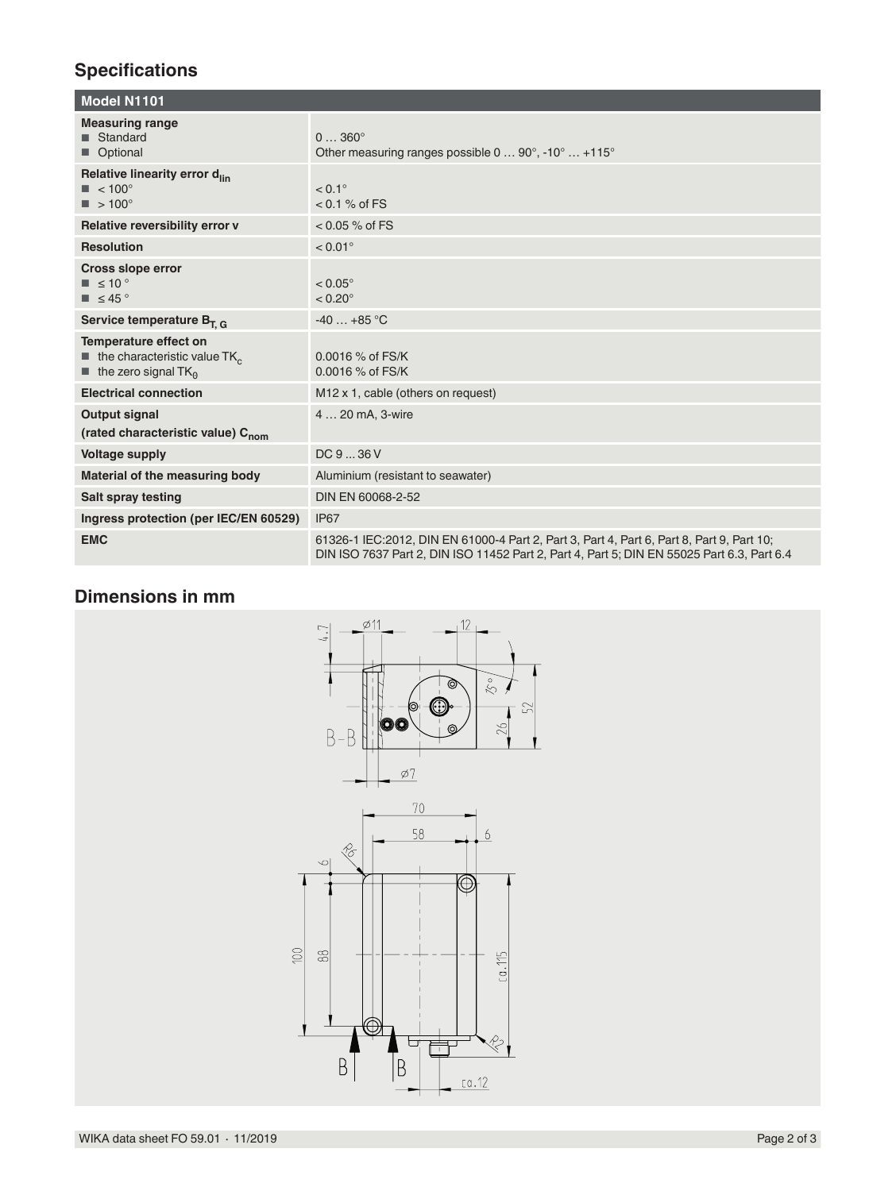## Specifications

| Model N1101 | |
|---|---|
| **Measuring range**<br>■ Standard<br>■ Optional | <br>0 … 360°<br>Other measuring ranges possible 0 … 90°, -10° … +115° |
| **Relative linearity error $d_{lin}$**<br>■ < 100°<br>■ > 100° | <br>< 0.1°<br>< 0.1 % of FS |
| **Relative reversibility error v** | < 0.05 % of FS |
| **Resolution** | < 0.01° |
| **Cross slope error**<br>■ ≤ 10 °<br>■ ≤ 45 ° | <br>< 0.05°<br>< 0.20° |
| **Service temperature $B_{T, G}$** | -40 … +85 °C |
| **Temperature effect on**<br>■ the characteristic value $TK_c$<br>■ the zero signal $TK_0$ | <br>0.0016 % of FS/K<br>0.0016 % of FS/K |
| **Electrical connection** | M12 x 1, cable (others on request) |
| **Output signal**<br>**(rated characteristic value) $C_{nom}$** | 4 … 20 mA, 3-wire |
| **Voltage supply** | DC 9 ... 36 V |
| **Material of the measuring body** | Aluminium (resistant to seawater) |
| **Salt spray testing** | DIN EN 60068-2-52 |
| **Ingress protection (per IEC/EN 60529)** | IP67 |
| **EMC** | 61326-1 IEC:2012, DIN EN 61000-4 Part 2, Part 3, Part 4, Part 6, Part 8, Part 9, Part 10; DIN ISO 7637 Part 2, DIN ISO 11452 Part 2, Part 4, Part 5; DIN EN 55025 Part 6.3, Part 6.4 |

## Dimensions in mm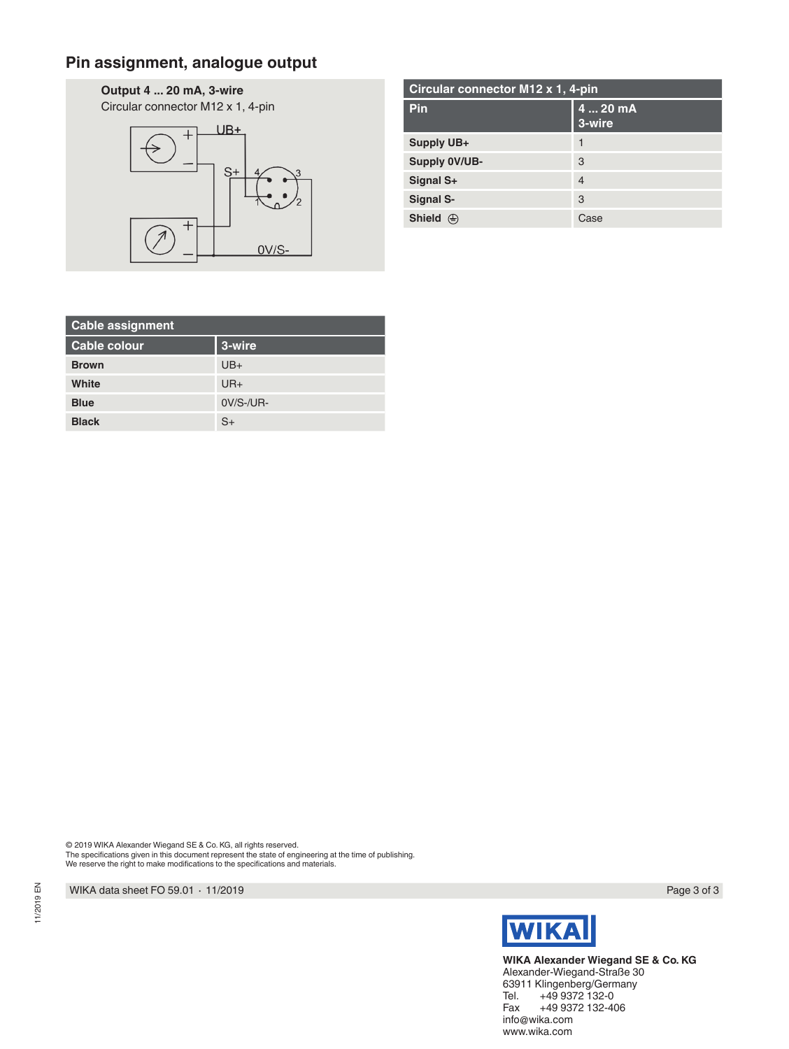## Pin assignment, analogue output

**Output 4 ... 20 mA, 3-wire**
Circular connector M12 x 1, 4-pin

UB+
S+
4
3
1
2
0V/S-

| Circular connector M12 x 1, 4-pin | |
|---|---|
| **Pin** | **4 ... 20 mA 3-wire** |
| **Supply UB+** | 1 |
| **Supply 0V/UB-** | 3 |
| **Signal S+** | 4 |
| **Signal S-** | 3 |
| **Shield** ⏚ | Case |

| Cable assignment | |
|---|---|
| **Cable colour** | **3-wire** |
| **Brown** | UB+ |
| **White** | UR+ |
| **Blue** | 0V/S-/UR- |
| **Black** | S+ |

© 2019 WIKA Alexander Wiegand SE & Co. KG, all rights reserved.
The specifications given in this document represent the state of engineering at the time of publishing.
We reserve the right to make modifications to the specifications and materials.

WIKA data sheet FO 59.01 · 11/2019

**WIKA Alexander Wiegand SE & Co. KG**
Alexander-Wiegand-Straße 30
63911 Klingenberg/Germany
Tel. +49 9372 132-0
Fax +49 9372 132-406
info@wika.com
www.wika.com